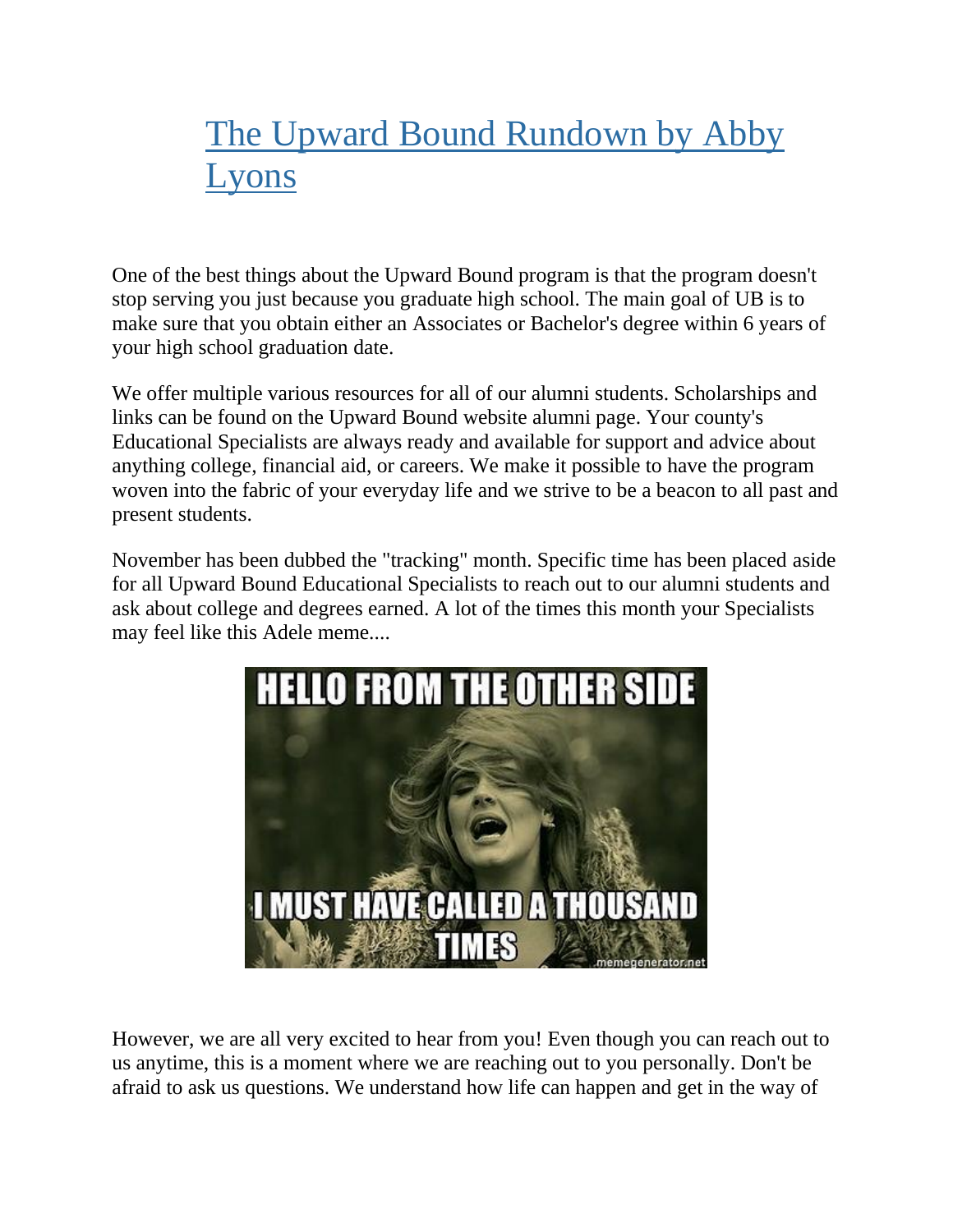# [The Upward Bound Rundown by Abby Lyons]()

One of the best things about the Upward Bound program is that the program doesn't stop serving you just because you graduate high school. The main goal of UB is to make sure that you obtain either an Associates or Bachelor's degree within 6 years of your high school graduation date.

We offer multiple various resources for all of our alumni students. Scholarships and links can be found on the Upward Bound website alumni page. Your county's Educational Specialists are always ready and available for support and advice about anything college, financial aid, or careers. We make it possible to have the program woven into the fabric of your everyday life and we strive to be a beacon to all past and present students.

November has been dubbed the "tracking" month. Specific time has been placed aside for all Upward Bound Educational Specialists to reach out to our alumni students and ask about college and degrees earned. A lot of the times this month your Specialists may feel like this Adele meme....

However, we are all very excited to hear from you! Even though you can reach out to us anytime, this is a moment where we are reaching out to you personally. Don't be afraid to ask us questions. We understand how life can happen and get in the way of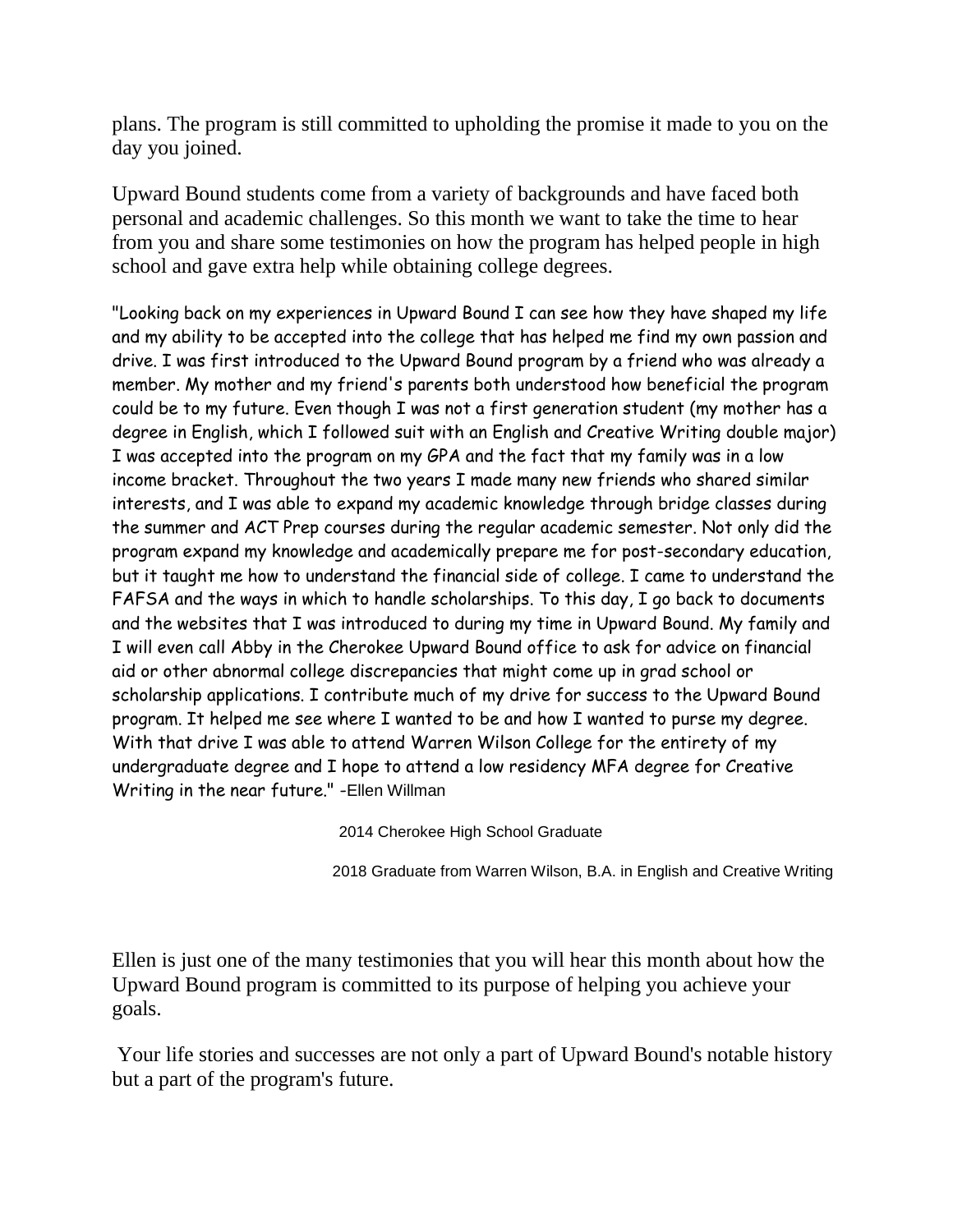plans. The program is still committed to upholding the promise it made to you on the day you joined.

Upward Bound students come from a variety of backgrounds and have faced both personal and academic challenges. So this month we want to take the time to hear from you and share some testimonies on how the program has helped people in high school and gave extra help while obtaining college degrees.

"Looking back on my experiences in Upward Bound I can see how they have shaped my life and my ability to be accepted into the college that has helped me find my own passion and drive. I was first introduced to the Upward Bound program by a friend who was already a member. My mother and my friend's parents both understood how beneficial the program could be to my future. Even though I was not a first generation student (my mother has a degree in English, which I followed suit with an English and Creative Writing double major) I was accepted into the program on my GPA and the fact that my family was in a low income bracket. Throughout the two years I made many new friends who shared similar interests, and I was able to expand my academic knowledge through bridge classes during the summer and ACT Prep courses during the regular academic semester. Not only did the program expand my knowledge and academically prepare me for post-secondary education, but it taught me how to understand the financial side of college. I came to understand the FAFSA and the ways in which to handle scholarships. To this day, I go back to documents and the websites that I was introduced to during my time in Upward Bound. My family and I will even call Abby in the Cherokee Upward Bound office to ask for advice on financial aid or other abnormal college discrepancies that might come up in grad school or scholarship applications. I contribute much of my drive for success to the Upward Bound program. It helped me see where I wanted to be and how I wanted to purse my degree. With that drive I was able to attend Warren Wilson College for the entirety of my undergraduate degree and I hope to attend a low residency MFA degree for Creative Writing in the near future." -Ellen Willman

2014 Cherokee High School Graduate

2018 Graduate from Warren Wilson, B.A. in English and Creative Writing

Ellen is just one of the many testimonies that you will hear this month about how the Upward Bound program is committed to its purpose of helping you achieve your goals.

Your life stories and successes are not only a part of Upward Bound's notable history but a part of the program's future.